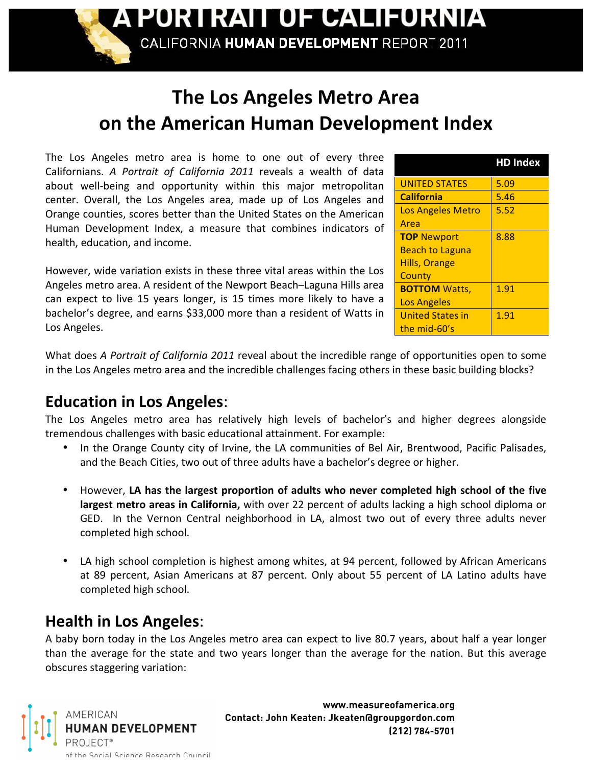# A PORTRAIT OF CALIFORNIA

CALIFORNIA **HUMAN DEVELOPMENT** REPORT 2011

# The Los Angeles Metro Area on the American Human Development Index

The Los Angeles metro area is home to one out of every three Californians. *A Portrait of California 2011* reveals a wealth of data about well-being and opportunity within this major metropolitan center. Overall, the Los Angeles area, made up of Los Angeles and Orange counties, scores better than the United States on the American Human Development Index, a measure that combines indicators of health, education, and income.

However, wide variation exists in these three vital areas within the Los Angeles metro area. A resident of the Newport Beach–Laguna Hills area can expect to live 15 years longer, is 15 times more likely to have a bachelor's degree, and earns $33,000 more than a resident of Watts in Los Angeles.

| | HD Index |
|---|---|
| UNITED STATES | 5.09 |
| **California** | 5.46 |
| Los Angeles Metro Area | 5.52 |
| **TOP** Newport Beach to Laguna Hills, Orange County | 8.88 |
| **BOTTOM** Watts, Los Angeles | 1.91 |
| United States in the mid-60's | 1.91 |

What does *A Portrait of California 2011* reveal about the incredible range of opportunities open to some in the Los Angeles metro area and the incredible challenges facing others in these basic building blocks?

## Education in Los Angeles:

The Los Angeles metro area has relatively high levels of bachelor's and higher degrees alongside tremendous challenges with basic educational attainment. For example:

- In the Orange County city of Irvine, the LA communities of Bel Air, Brentwood, Pacific Palisades, and the Beach Cities, two out of three adults have a bachelor's degree or higher.
- However, **LA has the largest proportion of adults who never completed high school of the five largest metro areas in California,** with over 22 percent of adults lacking a high school diploma or GED. In the Vernon Central neighborhood in LA, almost two out of every three adults never completed high school.
- LA high school completion is highest among whites, at 94 percent, followed by African Americans at 89 percent, Asian Americans at 87 percent. Only about 55 percent of LA Latino adults have completed high school.

## Health in Los Angeles:

A baby born today in the Los Angeles metro area can expect to live 80.7 years, about half a year longer than the average for the state and two years longer than the average for the nation. But this average obscures staggering variation:

AMERICAN **HUMAN DEVELOPMENT** PROJECT® of the Social Science Research Council

**www.measureofamerica.org**
**Contact: John Keaten: Jkeaten@groupgordon.com**
**(212) 784-5701**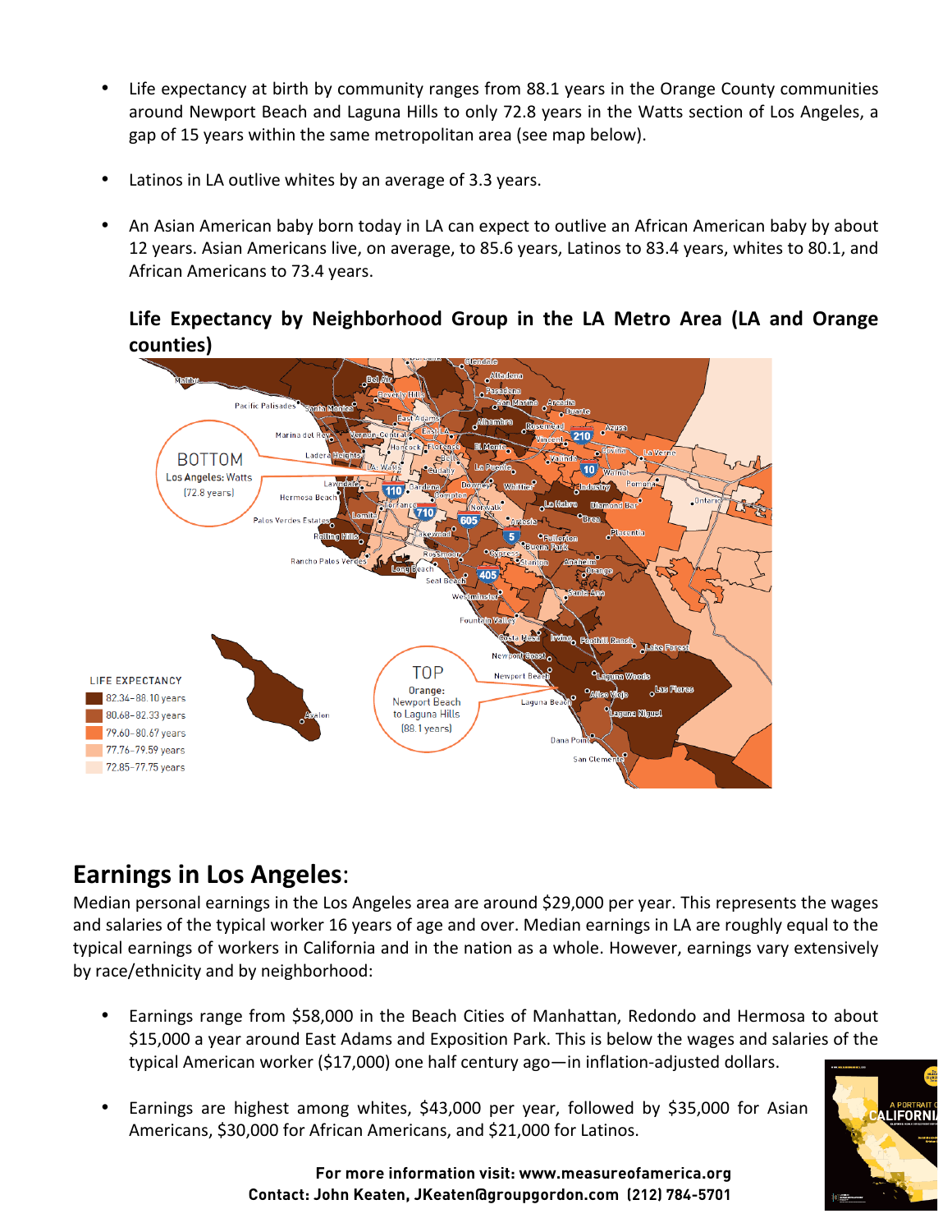- Life expectancy at birth by community ranges from 88.1 years in the Orange County communities around Newport Beach and Laguna Hills to only 72.8 years in the Watts section of Los Angeles, a gap of 15 years within the same metropolitan area (see map below).
- Latinos in LA outlive whites by an average of 3.3 years.
- An Asian American baby born today in LA can expect to outlive an African American baby by about 12 years. Asian Americans live, on average, to 85.6 years, Latinos to 83.4 years, whites to 80.1, and African Americans to 73.4 years.

**Life Expectancy by Neighborhood Group in the LA Metro Area (LA and Orange counties)**

BOTTOM
Los Angeles: Watts
(72.8 years)

TOP
Orange:
Newport Beach
to Laguna Hills
(88.1 years)

LIFE EXPECTANCY
82.34–88.10 years
80.68–82.33 years
79.60–80.67 years
77.76–79.59 years
72.85–77.75 years

## Earnings in Los Angeles:

Median personal earnings in the Los Angeles area are around $29,000 per year. This represents the wages and salaries of the typical worker 16 years of age and over. Median earnings in LA are roughly equal to the typical earnings of workers in California and in the nation as a whole. However, earnings vary extensively by race/ethnicity and by neighborhood:

- Earnings range from $58,000 in the Beach Cities of Manhattan, Redondo and Hermosa to about $15,000 a year around East Adams and Exposition Park. This is below the wages and salaries of the typical American worker ($17,000) one half century ago—in inflation-adjusted dollars.
- Earnings are highest among whites, $43,000 per year, followed by $35,000 for Asian Americans, $30,000 for African Americans, and $21,000 for Latinos.

**For more information visit: www.measureofamerica.org**
**Contact: John Keaten, JKeaten@groupgordon.com (212) 784-5701**